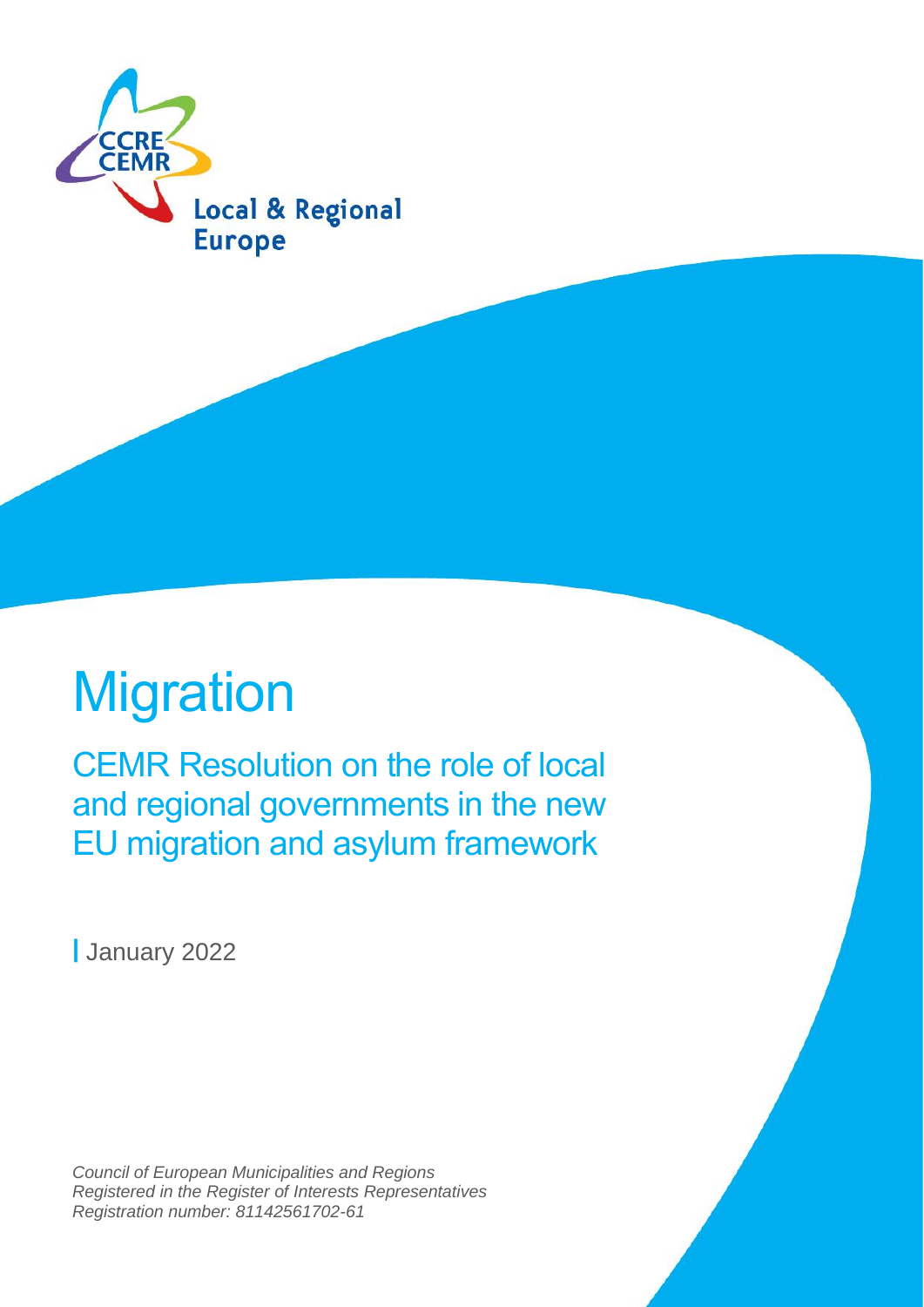CCRE
CEMR

Local & Regional
Europe

# Migration

## CEMR Resolution on the role of local and regional governments in the new EU migration and asylum framework

January 2022

*Council of European Municipalities and Regions*
*Registered in the Register of Interests Representatives*
*Registration number: 81142561702-61*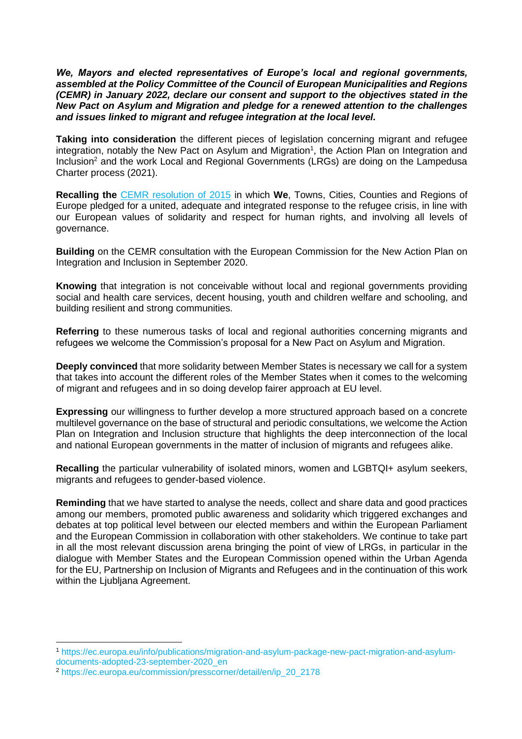***We, Mayors and elected representatives of Europe's local and regional governments, assembled at the Policy Committee of the Council of European Municipalities and Regions (CEMR) in January 2022, declare our consent and support to the objectives stated in the New Pact on Asylum and Migration and pledge for a renewed attention to the challenges and issues linked to migrant and refugee integration at the local level.***

**Taking into consideration** the different pieces of legislation concerning migrant and refugee integration, notably the New Pact on Asylum and Migration[1], the Action Plan on Integration and Inclusion[2] and the work Local and Regional Governments (LRGs) are doing on the Lampedusa Charter process (2021).

**Recalling the** CEMR resolution of 2015 in which **We**, Towns, Cities, Counties and Regions of Europe pledged for a united, adequate and integrated response to the refugee crisis, in line with our European values of solidarity and respect for human rights, and involving all levels of governance.

**Building** on the CEMR consultation with the European Commission for the New Action Plan on Integration and Inclusion in September 2020.

**Knowing** that integration is not conceivable without local and regional governments providing social and health care services, decent housing, youth and children welfare and schooling, and building resilient and strong communities.

**Referring** to these numerous tasks of local and regional authorities concerning migrants and refugees we welcome the Commission's proposal for a New Pact on Asylum and Migration.

**Deeply convinced** that more solidarity between Member States is necessary we call for a system that takes into account the different roles of the Member States when it comes to the welcoming of migrant and refugees and in so doing develop fairer approach at EU level.

**Expressing** our willingness to further develop a more structured approach based on a concrete multilevel governance on the base of structural and periodic consultations, we welcome the Action Plan on Integration and Inclusion structure that highlights the deep interconnection of the local and national European governments in the matter of inclusion of migrants and refugees alike.

**Recalling** the particular vulnerability of isolated minors, women and LGBTQI+ asylum seekers, migrants and refugees to gender-based violence.

**Reminding** that we have started to analyse the needs, collect and share data and good practices among our members, promoted public awareness and solidarity which triggered exchanges and debates at top political level between our elected members and within the European Parliament and the European Commission in collaboration with other stakeholders. We continue to take part in all the most relevant discussion arena bringing the point of view of LRGs, in particular in the dialogue with Member States and the European Commission opened within the Urban Agenda for the EU, Partnership on Inclusion of Migrants and Refugees and in the continuation of this work within the Ljubljana Agreement.

---

[1] https://ec.europa.eu/info/publications/migration-and-asylum-package-new-pact-migration-and-asylum-documents-adopted-23-september-2020_en

[2] https://ec.europa.eu/commission/presscorner/detail/en/ip_20_2178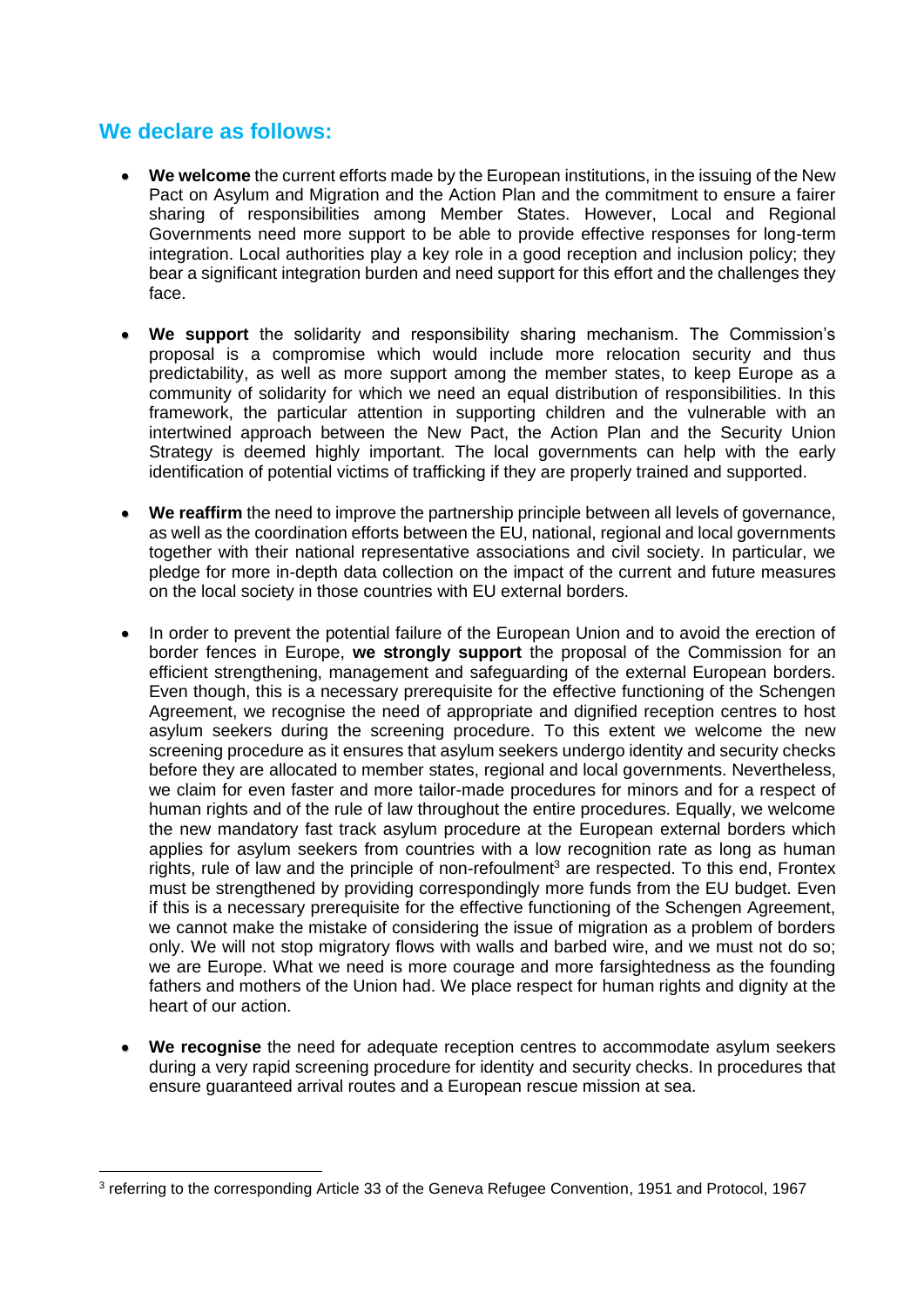## We declare as follows:

- **We welcome** the current efforts made by the European institutions, in the issuing of the New Pact on Asylum and Migration and the Action Plan and the commitment to ensure a fairer sharing of responsibilities among Member States. However, Local and Regional Governments need more support to be able to provide effective responses for long-term integration. Local authorities play a key role in a good reception and inclusion policy; they bear a significant integration burden and need support for this effort and the challenges they face.

- **We support** the solidarity and responsibility sharing mechanism. The Commission's proposal is a compromise which would include more relocation security and thus predictability, as well as more support among the member states, to keep Europe as a community of solidarity for which we need an equal distribution of responsibilities. In this framework, the particular attention in supporting children and the vulnerable with an intertwined approach between the New Pact, the Action Plan and the Security Union Strategy is deemed highly important. The local governments can help with the early identification of potential victims of trafficking if they are properly trained and supported.

- **We reaffirm** the need to improve the partnership principle between all levels of governance, as well as the coordination efforts between the EU, national, regional and local governments together with their national representative associations and civil society. In particular, we pledge for more in-depth data collection on the impact of the current and future measures on the local society in those countries with EU external borders.

- In order to prevent the potential failure of the European Union and to avoid the erection of border fences in Europe, **we strongly support** the proposal of the Commission for an efficient strengthening, management and safeguarding of the external European borders. Even though, this is a necessary prerequisite for the effective functioning of the Schengen Agreement, we recognise the need of appropriate and dignified reception centres to host asylum seekers during the screening procedure. To this extent we welcome the new screening procedure as it ensures that asylum seekers undergo identity and security checks before they are allocated to member states, regional and local governments. Nevertheless, we claim for even faster and more tailor-made procedures for minors and for a respect of human rights and of the rule of law throughout the entire procedures. Equally, we welcome the new mandatory fast track asylum procedure at the European external borders which applies for asylum seekers from countries with a low recognition rate as long as human rights, rule of law and the principle of non-refoulment[3] are respected. To this end, Frontex must be strengthened by providing correspondingly more funds from the EU budget. Even if this is a necessary prerequisite for the effective functioning of the Schengen Agreement, we cannot make the mistake of considering the issue of migration as a problem of borders only. We will not stop migratory flows with walls and barbed wire, and we must not do so; we are Europe. What we need is more courage and more farsightedness as the founding fathers and mothers of the Union had. We place respect for human rights and dignity at the heart of our action.

- **We recognise** the need for adequate reception centres to accommodate asylum seekers during a very rapid screening procedure for identity and security checks. In procedures that ensure guaranteed arrival routes and a European rescue mission at sea.

[3] referring to the corresponding Article 33 of the Geneva Refugee Convention, 1951 and Protocol, 1967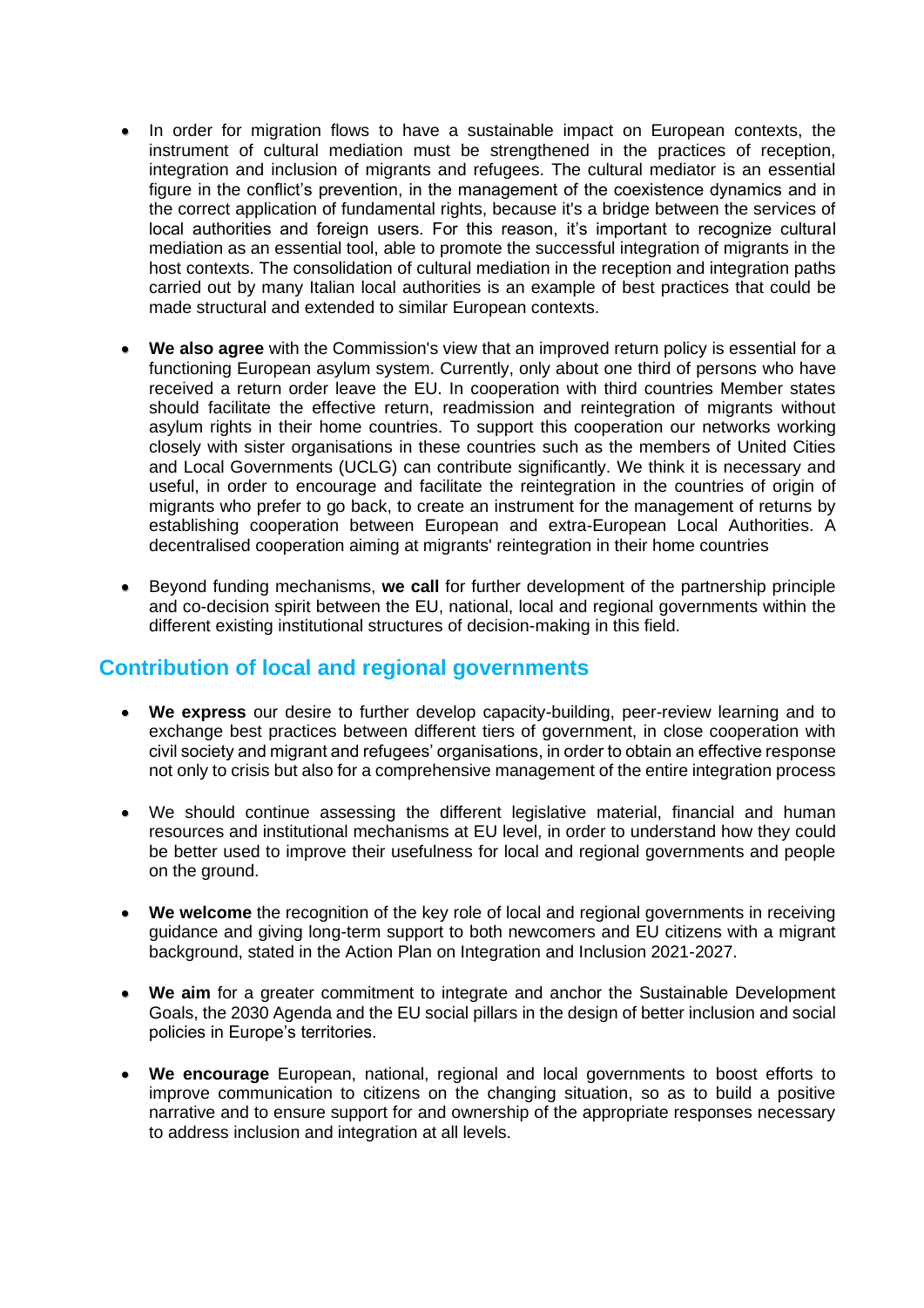- In order for migration flows to have a sustainable impact on European contexts, the instrument of cultural mediation must be strengthened in the practices of reception, integration and inclusion of migrants and refugees. The cultural mediator is an essential figure in the conflict's prevention, in the management of the coexistence dynamics and in the correct application of fundamental rights, because it's a bridge between the services of local authorities and foreign users. For this reason, it's important to recognize cultural mediation as an essential tool, able to promote the successful integration of migrants in the host contexts. The consolidation of cultural mediation in the reception and integration paths carried out by many Italian local authorities is an example of best practices that could be made structural and extended to similar European contexts.

- **We also agree** with the Commission's view that an improved return policy is essential for a functioning European asylum system. Currently, only about one third of persons who have received a return order leave the EU. In cooperation with third countries Member states should facilitate the effective return, readmission and reintegration of migrants without asylum rights in their home countries. To support this cooperation our networks working closely with sister organisations in these countries such as the members of United Cities and Local Governments (UCLG) can contribute significantly. We think it is necessary and useful, in order to encourage and facilitate the reintegration in the countries of origin of migrants who prefer to go back, to create an instrument for the management of returns by establishing cooperation between European and extra-European Local Authorities. A decentralised cooperation aiming at migrants' reintegration in their home countries

- Beyond funding mechanisms, **we call** for further development of the partnership principle and co-decision spirit between the EU, national, local and regional governments within the different existing institutional structures of decision-making in this field.

## Contribution of local and regional governments

- **We express** our desire to further develop capacity-building, peer-review learning and to exchange best practices between different tiers of government, in close cooperation with civil society and migrant and refugees' organisations, in order to obtain an effective response not only to crisis but also for a comprehensive management of the entire integration process

- We should continue assessing the different legislative material, financial and human resources and institutional mechanisms at EU level, in order to understand how they could be better used to improve their usefulness for local and regional governments and people on the ground.

- **We welcome** the recognition of the key role of local and regional governments in receiving guidance and giving long-term support to both newcomers and EU citizens with a migrant background, stated in the Action Plan on Integration and Inclusion 2021-2027.

- **We aim** for a greater commitment to integrate and anchor the Sustainable Development Goals, the 2030 Agenda and the EU social pillars in the design of better inclusion and social policies in Europe's territories.

- **We encourage** European, national, regional and local governments to boost efforts to improve communication to citizens on the changing situation, so as to build a positive narrative and to ensure support for and ownership of the appropriate responses necessary to address inclusion and integration at all levels.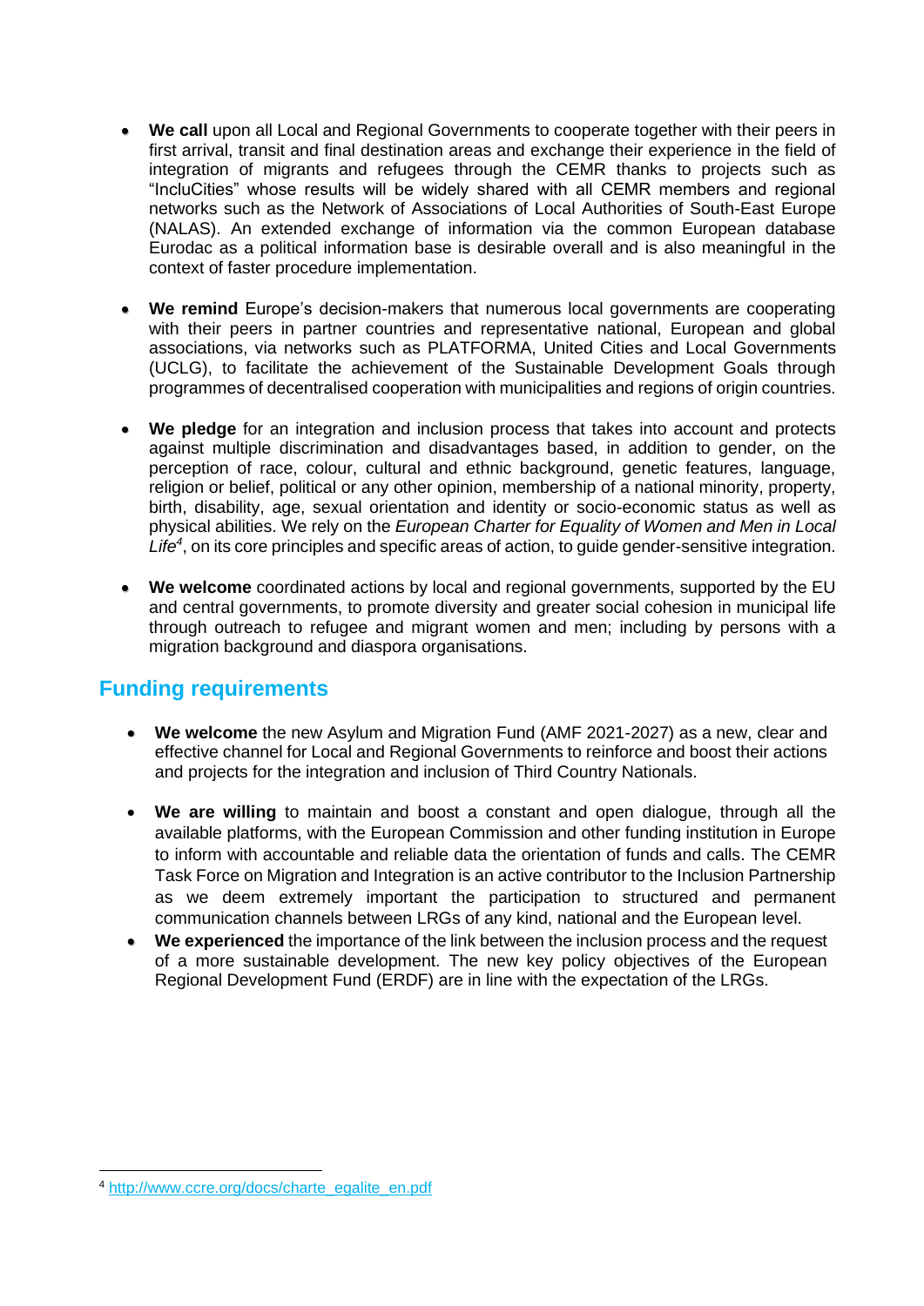- **We call** upon all Local and Regional Governments to cooperate together with their peers in first arrival, transit and final destination areas and exchange their experience in the field of integration of migrants and refugees through the CEMR thanks to projects such as "IncluCities" whose results will be widely shared with all CEMR members and regional networks such as the Network of Associations of Local Authorities of South-East Europe (NALAS). An extended exchange of information via the common European database Eurodac as a political information base is desirable overall and is also meaningful in the context of faster procedure implementation.

- **We remind** Europe's decision-makers that numerous local governments are cooperating with their peers in partner countries and representative national, European and global associations, via networks such as PLATFORMA, United Cities and Local Governments (UCLG), to facilitate the achievement of the Sustainable Development Goals through programmes of decentralised cooperation with municipalities and regions of origin countries.

- **We pledge** for an integration and inclusion process that takes into account and protects against multiple discrimination and disadvantages based, in addition to gender, on the perception of race, colour, cultural and ethnic background, genetic features, language, religion or belief, political or any other opinion, membership of a national minority, property, birth, disability, age, sexual orientation and identity or socio-economic status as well as physical abilities. We rely on the *European Charter for Equality of Women and Men in Local Life*[4], on its core principles and specific areas of action, to guide gender-sensitive integration.

- **We welcome** coordinated actions by local and regional governments, supported by the EU and central governments, to promote diversity and greater social cohesion in municipal life through outreach to refugee and migrant women and men; including by persons with a migration background and diaspora organisations.

## Funding requirements

- **We welcome** the new Asylum and Migration Fund (AMF 2021-2027) as a new, clear and effective channel for Local and Regional Governments to reinforce and boost their actions and projects for the integration and inclusion of Third Country Nationals.

- **We are willing** to maintain and boost a constant and open dialogue, through all the available platforms, with the European Commission and other funding institution in Europe to inform with accountable and reliable data the orientation of funds and calls. The CEMR Task Force on Migration and Integration is an active contributor to the Inclusion Partnership as we deem extremely important the participation to structured and permanent communication channels between LRGs of any kind, national and the European level.
- **We experienced** the importance of the link between the inclusion process and the request of a more sustainable development. The new key policy objectives of the European Regional Development Fund (ERDF) are in line with the expectation of the LRGs.

---

[4] http://www.ccre.org/docs/charte_egalite_en.pdf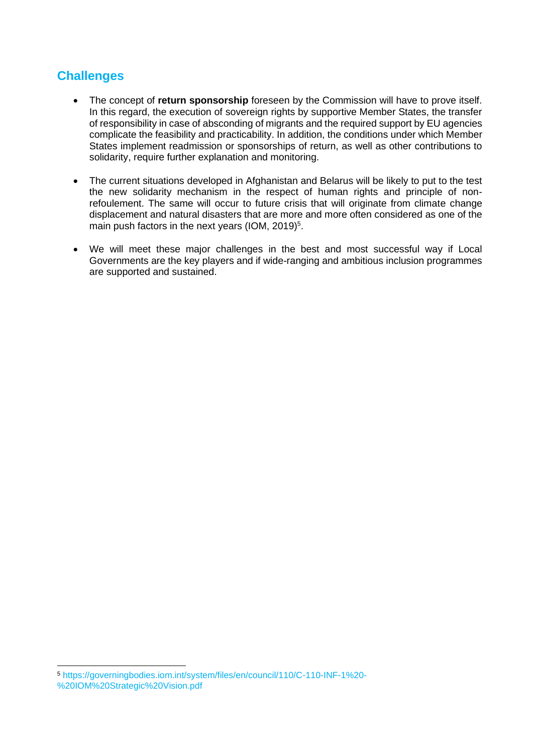## Challenges

- The concept of **return sponsorship** foreseen by the Commission will have to prove itself. In this regard, the execution of sovereign rights by supportive Member States, the transfer of responsibility in case of absconding of migrants and the required support by EU agencies complicate the feasibility and practicability. In addition, the conditions under which Member States implement readmission or sponsorships of return, as well as other contributions to solidarity, require further explanation and monitoring.

- The current situations developed in Afghanistan and Belarus will be likely to put to the test the new solidarity mechanism in the respect of human rights and principle of non-refoulement. The same will occur to future crisis that will originate from climate change displacement and natural disasters that are more and more often considered as one of the main push factors in the next years (IOM, 2019)[5].

- We will meet these major challenges in the best and most successful way if Local Governments are the key players and if wide-ranging and ambitious inclusion programmes are supported and sustained.

---

[5] https://governingbodies.iom.int/system/files/en/council/110/C-110-INF-1%20-%20IOM%20Strategic%20Vision.pdf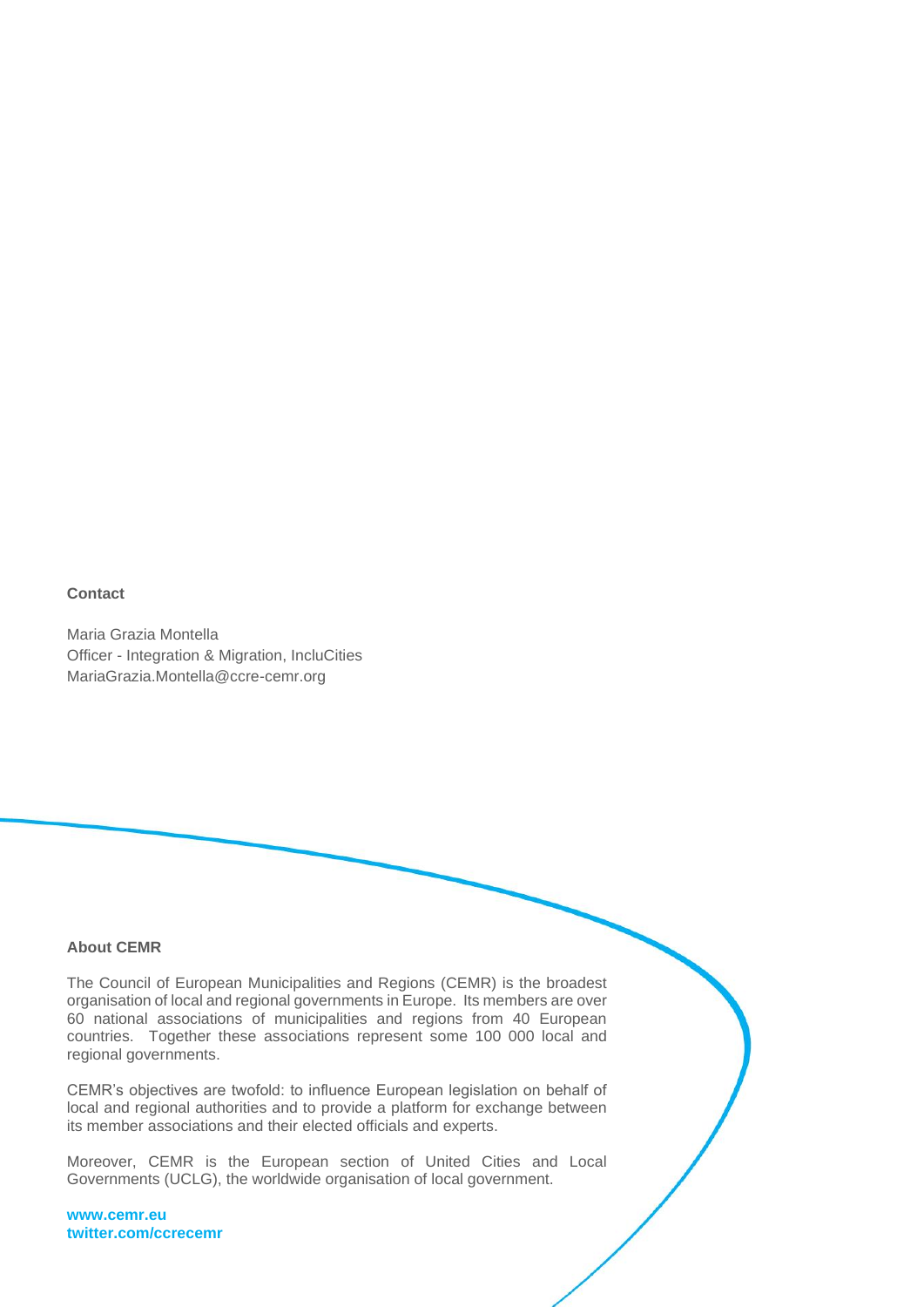**Contact**

Maria Grazia Montella
Officer - Integration & Migration, IncluCities
MariaGrazia.Montella@ccre-cemr.org

**About CEMR**

The Council of European Municipalities and Regions (CEMR) is the broadest organisation of local and regional governments in Europe. Its members are over 60 national associations of municipalities and regions from 40 European countries. Together these associations represent some 100 000 local and regional governments.

CEMR's objectives are twofold: to influence European legislation on behalf of local and regional authorities and to provide a platform for exchange between its member associations and their elected officials and experts.

Moreover, CEMR is the European section of United Cities and Local Governments (UCLG), the worldwide organisation of local government.

**www.cemr.eu**
**twitter.com/ccrecemr**